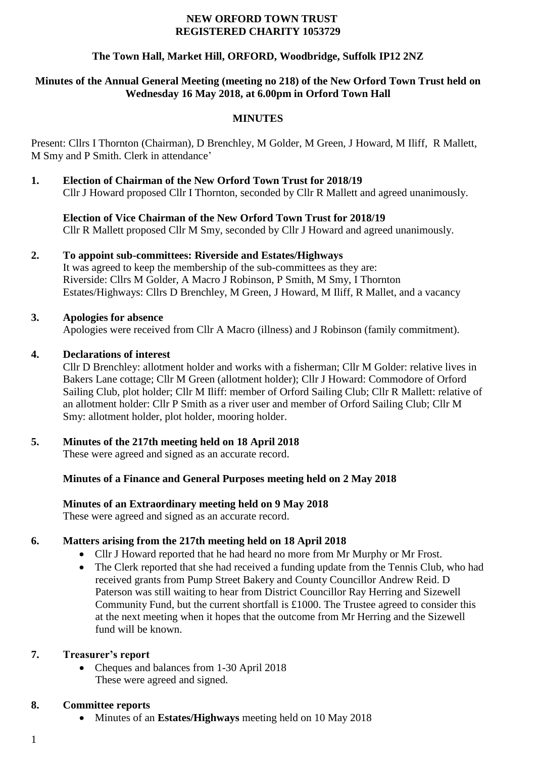**NEW ORFORD TOWN TRUST**
**REGISTERED CHARITY 1053729**

**The Town Hall, Market Hill, ORFORD, Woodbridge, Suffolk IP12 2NZ**

**Minutes of the Annual General Meeting (meeting no 218) of the New Orford Town Trust held on Wednesday 16 May 2018, at 6.00pm in Orford Town Hall**

**MINUTES**

Present: Cllrs I Thornton (Chairman), D Brenchley, M Golder, M Green, J Howard, M Iliff, R Mallett, M Smy and P Smith. Clerk in attendance'

**1. Election of Chairman of the New Orford Town Trust for 2018/19**

Cllr J Howard proposed Cllr I Thornton, seconded by Cllr R Mallett and agreed unanimously.

**Election of Vice Chairman of the New Orford Town Trust for 2018/19**

Cllr R Mallett proposed Cllr M Smy, seconded by Cllr J Howard and agreed unanimously.

**2. To appoint sub-committees: Riverside and Estates/Highways**

It was agreed to keep the membership of the sub-committees as they are:
Riverside: Cllrs M Golder, A Macro J Robinson, P Smith, M Smy, I Thornton
Estates/Highways: Cllrs D Brenchley, M Green, J Howard, M Iliff, R Mallet, and a vacancy

**3. Apologies for absence**

Apologies were received from Cllr A Macro (illness) and J Robinson (family commitment).

**4. Declarations of interest**

Cllr D Brenchley: allotment holder and works with a fisherman; Cllr M Golder: relative lives in Bakers Lane cottage; Cllr M Green (allotment holder); Cllr J Howard: Commodore of Orford Sailing Club, plot holder; Cllr M Iliff: member of Orford Sailing Club; Cllr R Mallett: relative of an allotment holder: Cllr P Smith as a river user and member of Orford Sailing Club; Cllr M Smy: allotment holder, plot holder, mooring holder.

**5. Minutes of the 217th meeting held on 18 April 2018**

These were agreed and signed as an accurate record.

**Minutes of a Finance and General Purposes meeting held on 2 May 2018**

**Minutes of an Extraordinary meeting held on 9 May 2018**

These were agreed and signed as an accurate record.

**6. Matters arising from the 217th meeting held on 18 April 2018**

- Cllr J Howard reported that he had heard no more from Mr Murphy or Mr Frost.
- The Clerk reported that she had received a funding update from the Tennis Club, who had received grants from Pump Street Bakery and County Councillor Andrew Reid. D Paterson was still waiting to hear from District Councillor Ray Herring and Sizewell Community Fund, but the current shortfall is £1000. The Trustee agreed to consider this at the next meeting when it hopes that the outcome from Mr Herring and the Sizewell fund will be known.

**7. Treasurer's report**

- Cheques and balances from 1-30 April 2018
  These were agreed and signed.

**8. Committee reports**

- Minutes of an **Estates/Highways** meeting held on 10 May 2018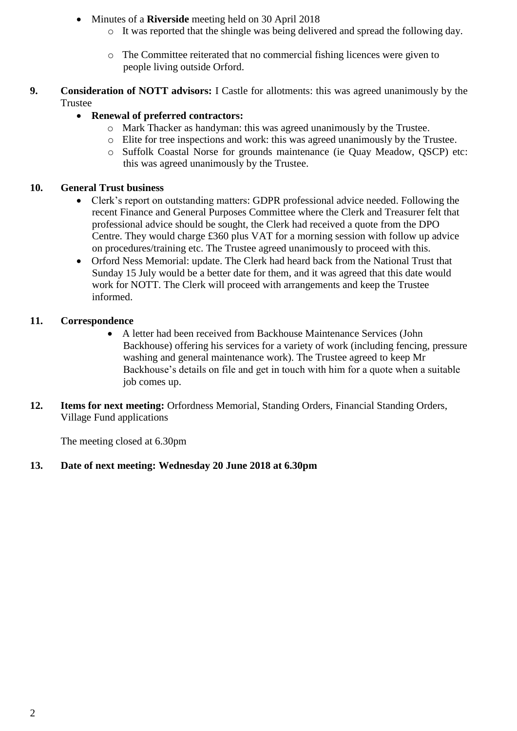- Minutes of a **Riverside** meeting held on 30 April 2018
    - It was reported that the shingle was being delivered and spread the following day.
    - The Committee reiterated that no commercial fishing licences were given to people living outside Orford.

**9. Consideration of NOTT advisors:** I Castle for allotments: this was agreed unanimously by the Trustee

- **Renewal of preferred contractors:**
    - Mark Thacker as handyman: this was agreed unanimously by the Trustee.
    - Elite for tree inspections and work: this was agreed unanimously by the Trustee.
    - Suffolk Coastal Norse for grounds maintenance (ie Quay Meadow, QSCP) etc: this was agreed unanimously by the Trustee.

**10. General Trust business**

- Clerk's report on outstanding matters: GDPR professional advice needed. Following the recent Finance and General Purposes Committee where the Clerk and Treasurer felt that professional advice should be sought, the Clerk had received a quote from the DPO Centre. They would charge £360 plus VAT for a morning session with follow up advice on procedures/training etc. The Trustee agreed unanimously to proceed with this.
- Orford Ness Memorial: update. The Clerk had heard back from the National Trust that Sunday 15 July would be a better date for them, and it was agreed that this date would work for NOTT. The Clerk will proceed with arrangements and keep the Trustee informed.

**11. Correspondence**

- A letter had been received from Backhouse Maintenance Services (John Backhouse) offering his services for a variety of work (including fencing, pressure washing and general maintenance work). The Trustee agreed to keep Mr Backhouse's details on file and get in touch with him for a quote when a suitable job comes up.

**12. Items for next meeting:** Orfordness Memorial, Standing Orders, Financial Standing Orders, Village Fund applications

The meeting closed at 6.30pm

**13. Date of next meeting: Wednesday 20 June 2018 at 6.30pm**